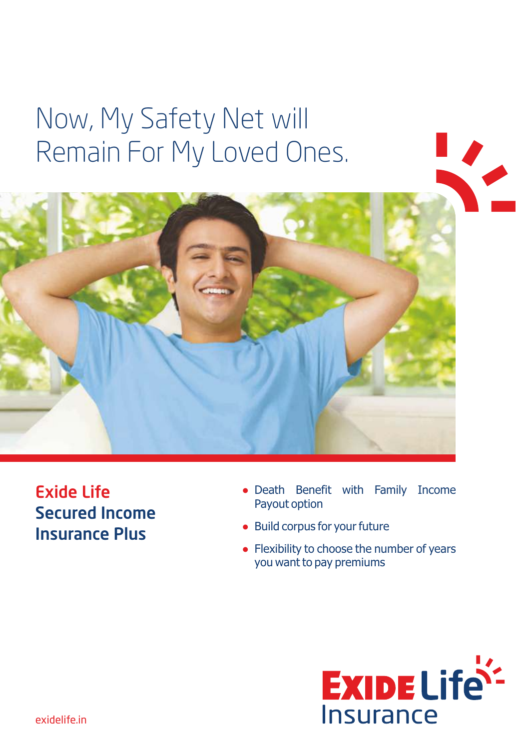# Now, My Safety Net will Remain For My Loved Ones.

## Exide Life Secured Income Insurance Plus

- Death Benefit with Family Income Payout option
- Build corpus for your future
- Flexibility to choose the number of years you want to pay premiums

EXIDE Life Insurance

exidelife.in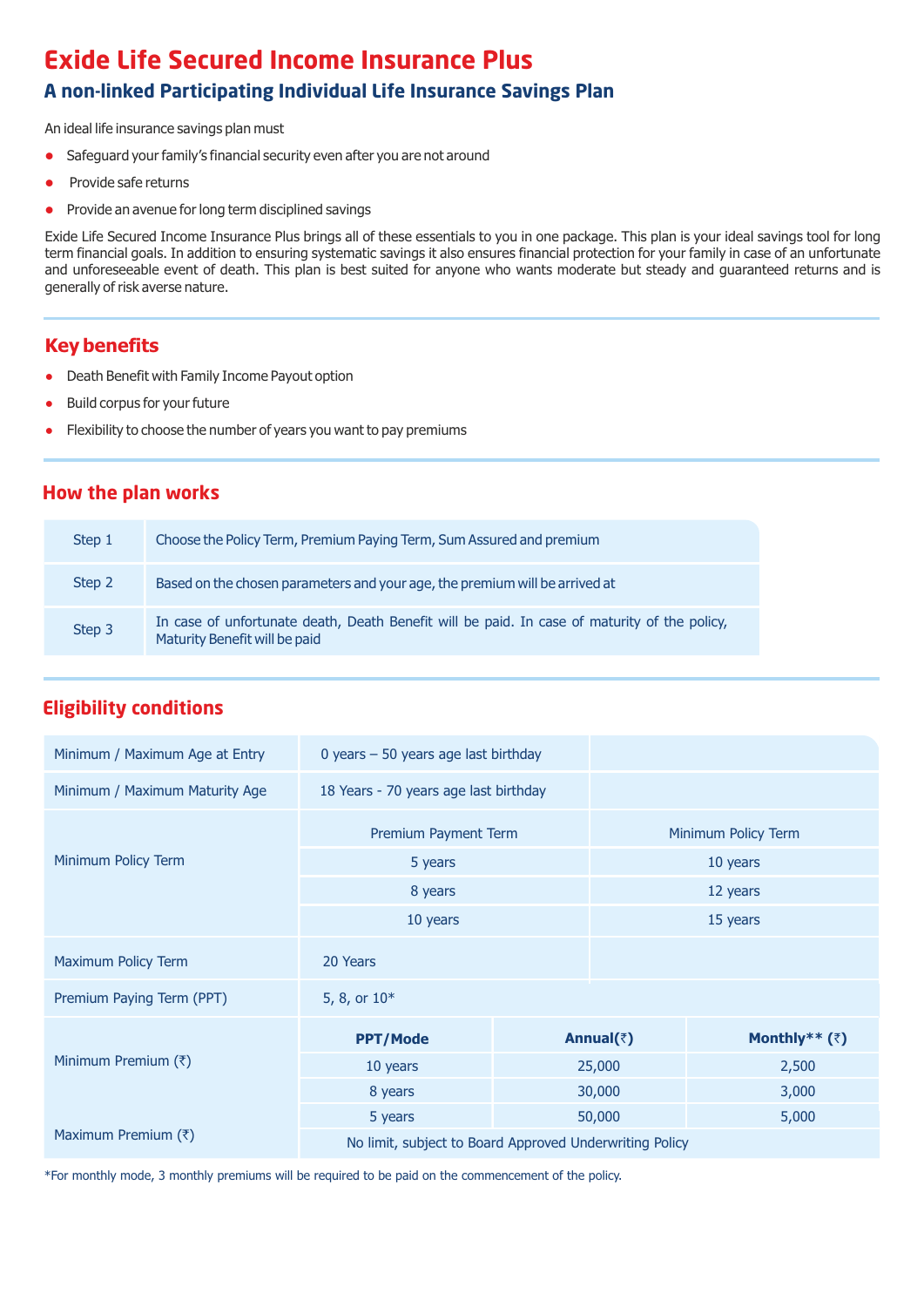# Exide Life Secured Income Insurance Plus

## A non-linked Participating Individual Life Insurance Savings Plan

An ideal life insurance savings plan must

- Safeguard your family's financial security even after you are not around
- Provide safe returns
- Provide an avenue for long term disciplined savings

Exide Life Secured Income Insurance Plus brings all of these essentials to you in one package. This plan is your ideal savings tool for long term financial goals. In addition to ensuring systematic savings it also ensures financial protection for your family in case of an unfortunate and unforeseeable event of death. This plan is best suited for anyone who wants moderate but steady and guaranteed returns and is generally of risk averse nature.

## Key benefits

- Death Benefit with Family Income Payout option
- Build corpus for your future
- Flexibility to choose the number of years you want to pay premiums

## How the plan works

| | |
|---|---|
| Step 1 | Choose the Policy Term, Premium Paying Term, Sum Assured and premium |
| Step 2 | Based on the chosen parameters and your age, the premium will be arrived at |
| Step 3 | In case of unfortunate death, Death Benefit will be paid. In case of maturity of the policy, Maturity Benefit will be paid |

## Eligibility conditions

| | | | |
|---|---|---|---|
| Minimum / Maximum Age at Entry | 0 years – 50 years age last birthday | | |
| Minimum / Maximum Maturity Age | 18 Years - 70 years age last birthday | | |
| Minimum Policy Term | Premium Payment Term | Minimum Policy Term | |
| | 5 years | 10 years | |
| | 8 years | 12 years | |
| | 10 years | 15 years | |
| Maximum Policy Term | 20 Years | | |
| Premium Paying Term (PPT) | 5, 8, or 10* | | |
| Minimum Premium (₹) | **PPT/Mode** | **Annual(₹)** | **Monthly** (₹)** |
| | 10 years | 25,000 | 2,500 |
| | 8 years | 30,000 | 3,000 |
| | 5 years | 50,000 | 5,000 |
| Maximum Premium (₹) | No limit, subject to Board Approved Underwriting Policy | | |

*For monthly mode, 3 monthly premiums will be required to be paid on the commencement of the policy.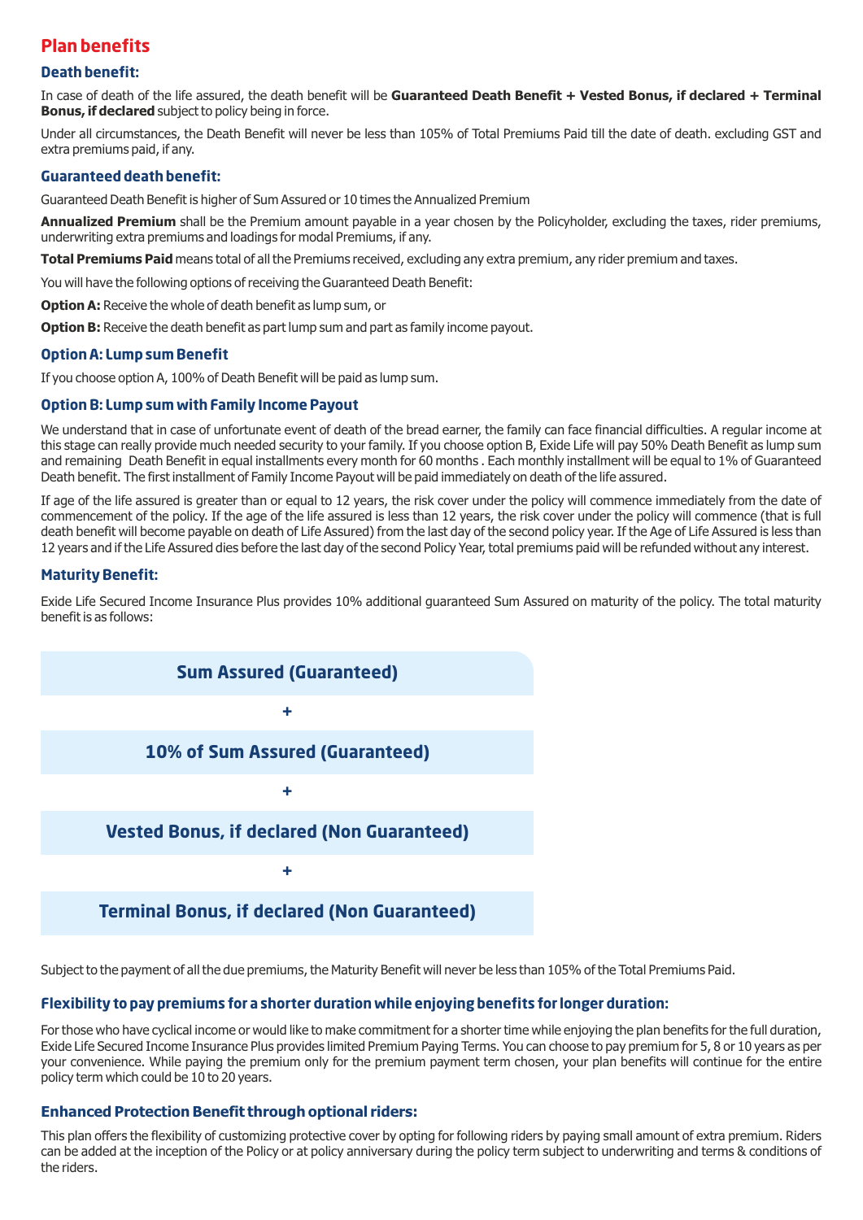## Plan benefits

### Death benefit:

In case of death of the life assured, the death benefit will be **Guaranteed Death Benefit + Vested Bonus, if declared + Terminal Bonus, if declared** subject to policy being in force.

Under all circumstances, the Death Benefit will never be less than 105% of Total Premiums Paid till the date of death. excluding GST and extra premiums paid, if any.

### Guaranteed death benefit:

Guaranteed Death Benefit is higher of Sum Assured or 10 times the Annualized Premium

**Annualized Premium** shall be the Premium amount payable in a year chosen by the Policyholder, excluding the taxes, rider premiums, underwriting extra premiums and loadings for modal Premiums, if any.

**Total Premiums Paid** means total of all the Premiums received, excluding any extra premium, any rider premium and taxes.

You will have the following options of receiving the Guaranteed Death Benefit:

**Option A:** Receive the whole of death benefit as lump sum, or

**Option B:** Receive the death benefit as part lump sum and part as family income payout.

### Option A: Lump sum Benefit

If you choose option A, 100% of Death Benefit will be paid as lump sum.

### Option B: Lump sum with Family Income Payout

We understand that in case of unfortunate event of death of the bread earner, the family can face financial difficulties. A regular income at this stage can really provide much needed security to your family. If you choose option B, Exide Life will pay 50% Death Benefit as lump sum and remaining Death Benefit in equal installments every month for 60 months . Each monthly installment will be equal to 1% of Guaranteed Death benefit. The first installment of Family Income Payout will be paid immediately on death of the life assured.

If age of the life assured is greater than or equal to 12 years, the risk cover under the policy will commence immediately from the date of commencement of the policy. If the age of the life assured is less than 12 years, the risk cover under the policy will commence (that is full death benefit will become payable on death of Life Assured) from the last day of the second policy year. If the Age of Life Assured is less than 12 years and if the Life Assured dies before the last day of the second Policy Year, total premiums paid will be refunded without any interest.

### Maturity Benefit:

Exide Life Secured Income Insurance Plus provides 10% additional guaranteed Sum Assured on maturity of the policy. The total maturity benefit is as follows:

**Sum Assured (Guaranteed)**

**+**

**10% of Sum Assured (Guaranteed)**

**+**

**Vested Bonus, if declared (Non Guaranteed)**

**+**

**Terminal Bonus, if declared (Non Guaranteed)**

Subject to the payment of all the due premiums, the Maturity Benefit will never be less than 105% of the Total Premiums Paid.

### Flexibility to pay premiums for a shorter duration while enjoying benefits for longer duration:

For those who have cyclical income or would like to make commitment for a shorter time while enjoying the plan benefits for the full duration, Exide Life Secured Income Insurance Plus provides limited Premium Paying Terms. You can choose to pay premium for 5, 8 or 10 years as per your convenience. While paying the premium only for the premium payment term chosen, your plan benefits will continue for the entire policy term which could be 10 to 20 years.

### Enhanced Protection Benefit through optional riders:

This plan offers the flexibility of customizing protective cover by opting for following riders by paying small amount of extra premium. Riders can be added at the inception of the Policy or at policy anniversary during the policy term subject to underwriting and terms & conditions of the riders.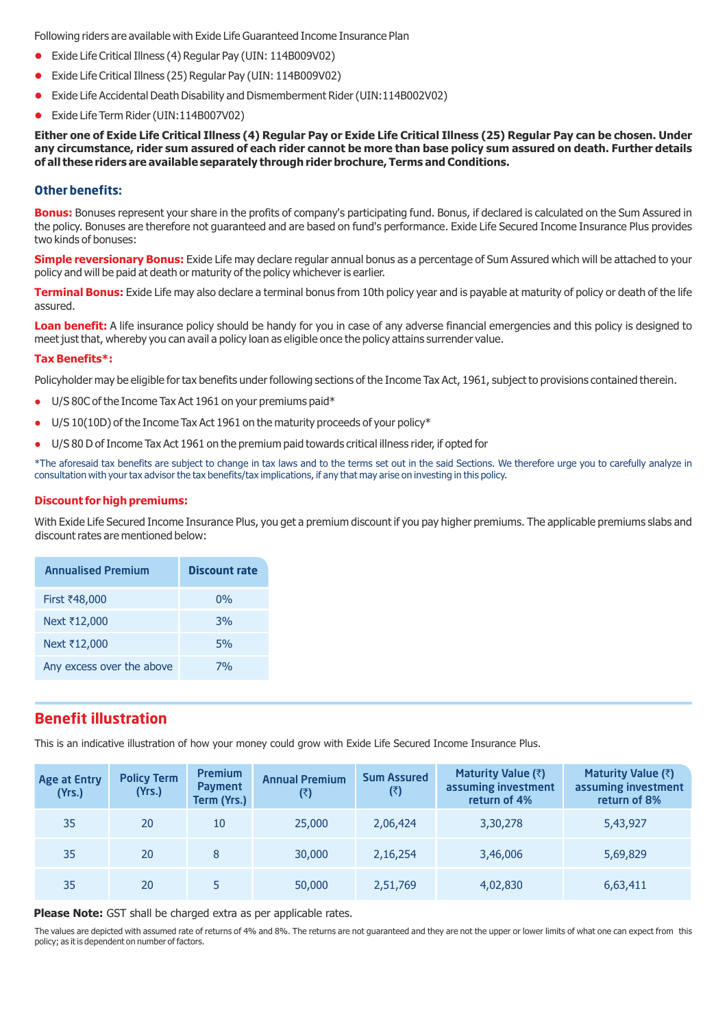Following riders are available with Exide Life Guaranteed Income Insurance Plan

- Exide Life Critical Illness (4) Regular Pay (UIN: 114B009V02)
- Exide Life Critical Illness (25) Regular Pay (UIN: 114B009V02)
- Exide Life Accidental Death Disability and Dismemberment Rider (UIN:114B002V02)
- Exide Life Term Rider (UIN:114B007V02)

**Either one of Exide Life Critical Illness (4) Regular Pay or Exide Life Critical Illness (25) Regular Pay can be chosen. Under any circumstance, rider sum assured of each rider cannot be more than base policy sum assured on death. Further details of all these riders are available separately through rider brochure, Terms and Conditions.**

## Other benefits:

**Bonus:** Bonuses represent your share in the profits of company's participating fund. Bonus, if declared is calculated on the Sum Assured in the policy. Bonuses are therefore not guaranteed and are based on fund's performance. Exide Life Secured Income Insurance Plus provides two kinds of bonuses:

**Simple reversionary Bonus:** Exide Life may declare regular annual bonus as a percentage of Sum Assured which will be attached to your policy and will be paid at death or maturity of the policy whichever is earlier.

**Terminal Bonus:** Exide Life may also declare a terminal bonus from 10th policy year and is payable at maturity of policy or death of the life assured.

**Loan benefit:** A life insurance policy should be handy for you in case of any adverse financial emergencies and this policy is designed to meet just that, whereby you can avail a policy loan as eligible once the policy attains surrender value.

**Tax Benefits*:**

Policyholder may be eligible for tax benefits under following sections of the Income Tax Act, 1961, subject to provisions contained therein.

- U/S 80C of the Income Tax Act 1961 on your premiums paid*
- U/S 10(10D) of the Income Tax Act 1961 on the maturity proceeds of your policy*
- U/S 80 D of Income Tax Act 1961 on the premium paid towards critical illness rider, if opted for

*The aforesaid tax benefits are subject to change in tax laws and to the terms set out in the said Sections. We therefore urge you to carefully analyze in consultation with your tax advisor the tax benefits/tax implications, if any that may arise on investing in this policy.

**Discount for high premiums:**

With Exide Life Secured Income Insurance Plus, you get a premium discount if you pay higher premiums. The applicable premiums slabs and discount rates are mentioned below:

| Annualised Premium | Discount rate |
|---|---|
| First ₹48,000 | 0% |
| Next ₹12,000 | 3% |
| Next ₹12,000 | 5% |
| Any excess over the above | 7% |

## Benefit illustration

This is an indicative illustration of how your money could grow with Exide Life Secured Income Insurance Plus.

| Age at Entry (Yrs.) | Policy Term (Yrs.) | Premium Payment Term (Yrs.) | Annual Premium (₹) | Sum Assured (₹) | Maturity Value (₹) assuming investment return of 4% | Maturity Value (₹) assuming investment return of 8% |
|---|---|---|---|---|---|---|
| 35 | 20 | 10 | 25,000 | 2,06,424 | 3,30,278 | 5,43,927 |
| 35 | 20 | 8 | 30,000 | 2,16,254 | 3,46,006 | 5,69,829 |
| 35 | 20 | 5 | 50,000 | 2,51,769 | 4,02,830 | 6,63,411 |

**Please Note:** GST shall be charged extra as per applicable rates.

The values are depicted with assumed rate of returns of 4% and 8%. The returns are not guaranteed and they are not the upper or lower limits of what one can expect from this policy; as it is dependent on number of factors.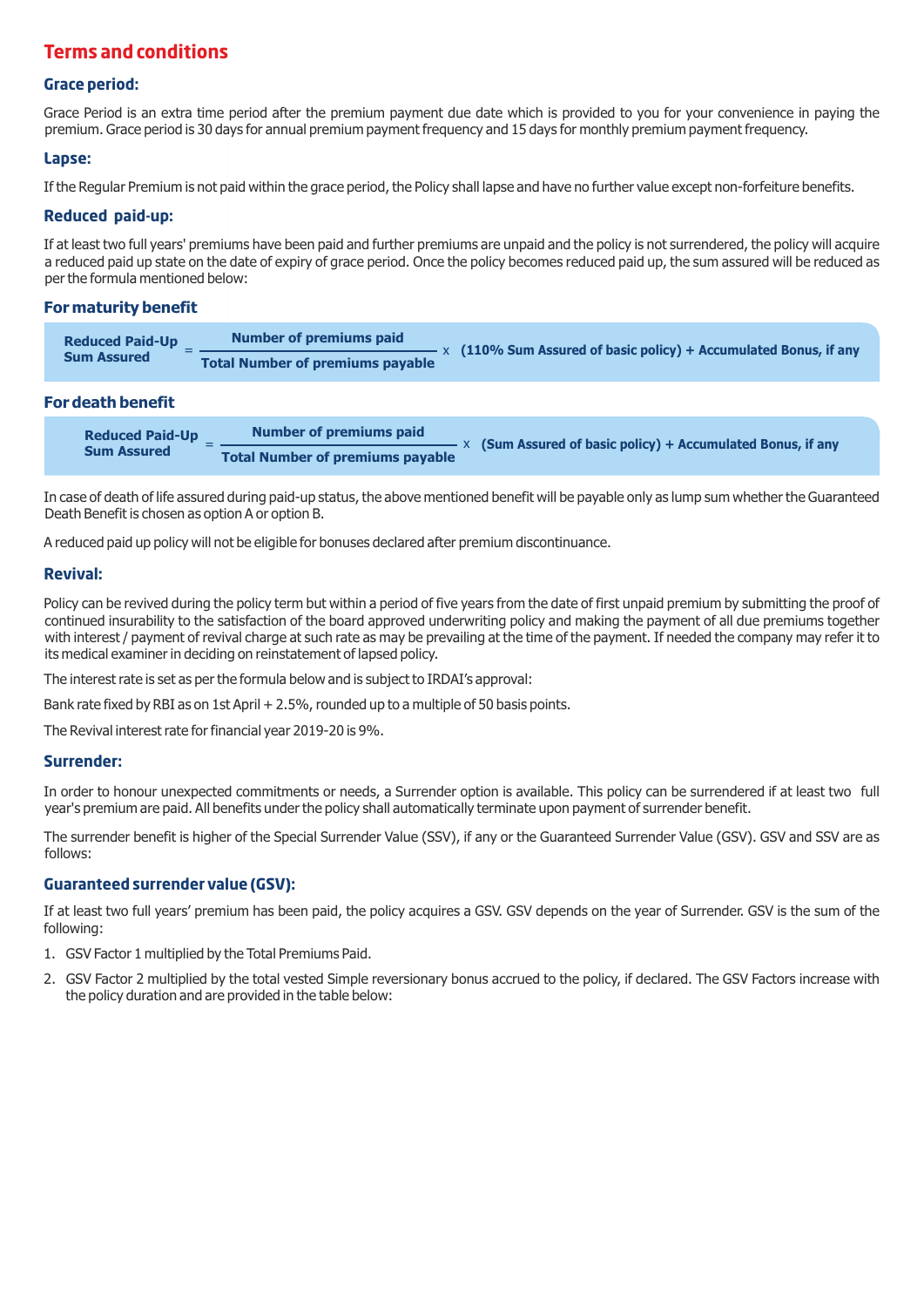# Terms and conditions

## Grace period:

Grace Period is an extra time period after the premium payment due date which is provided to you for your convenience in paying the premium. Grace period is 30 days for annual premium payment frequency and 15 days for monthly premium payment frequency.

## Lapse:

If the Regular Premium is not paid within the grace period, the Policy shall lapse and have no further value except non-forfeiture benefits.

## Reduced paid-up:

If at least two full years' premiums have been paid and further premiums are unpaid and the policy is not surrendered, the policy will acquire a reduced paid up state on the date of expiry of grace period. Once the policy becomes reduced paid up, the sum assured will be reduced as per the formula mentioned below:

## For maturity benefit

$$\text{Reduced Paid-Up Sum Assured} = \frac{\text{Number of premiums paid}}{\text{Total Number of premiums payable}} \times (\text{110\% Sum Assured of basic policy}) + \text{Accumulated Bonus, if any}$$

## For death benefit

$$\text{Reduced Paid-Up Sum Assured} = \frac{\text{Number of premiums paid}}{\text{Total Number of premiums payable}} \times (\text{Sum Assured of basic policy}) + \text{Accumulated Bonus, if any}$$

In case of death of life assured during paid-up status, the above mentioned benefit will be payable only as lump sum whether the Guaranteed Death Benefit is chosen as option A or option B.

A reduced paid up policy will not be eligible for bonuses declared after premium discontinuance.

## Revival:

Policy can be revived during the policy term but within a period of five years from the date of first unpaid premium by submitting the proof of continued insurability to the satisfaction of the board approved underwriting policy and making the payment of all due premiums together with interest / payment of revival charge at such rate as may be prevailing at the time of the payment. If needed the company may refer it to its medical examiner in deciding on reinstatement of lapsed policy.

The interest rate is set as per the formula below and is subject to IRDAI's approval:

Bank rate fixed by RBI as on 1st April + 2.5%, rounded up to a multiple of 50 basis points.

The Revival interest rate for financial year 2019-20 is 9%.

## Surrender:

In order to honour unexpected commitments or needs, a Surrender option is available. This policy can be surrendered if at least two full year's premium are paid. All benefits under the policy shall automatically terminate upon payment of surrender benefit.

The surrender benefit is higher of the Special Surrender Value (SSV), if any or the Guaranteed Surrender Value (GSV). GSV and SSV are as follows:

## Guaranteed surrender value (GSV):

If at least two full years' premium has been paid, the policy acquires a GSV. GSV depends on the year of Surrender. GSV is the sum of the following:

1. GSV Factor 1 multiplied by the Total Premiums Paid.
2. GSV Factor 2 multiplied by the total vested Simple reversionary bonus accrued to the policy, if declared. The GSV Factors increase with the policy duration and are provided in the table below: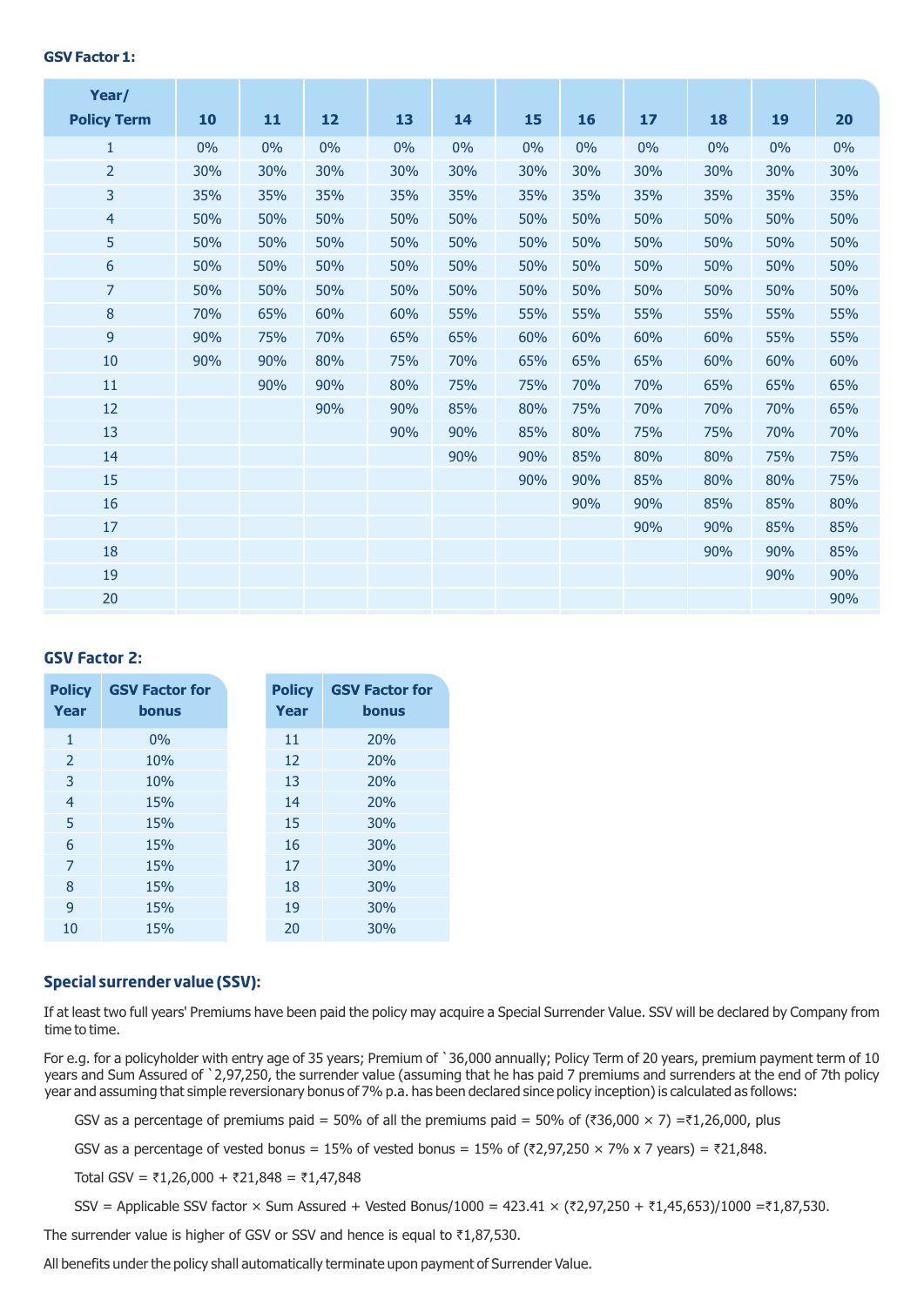**GSV Factor 1:**

| Year/ Policy Term | 10 | 11 | 12 | 13 | 14 | 15 | 16 | 17 | 18 | 19 | 20 |
|---|---|---|---|---|---|---|---|---|---|---|---|
| 1 | 0% | 0% | 0% | 0% | 0% | 0% | 0% | 0% | 0% | 0% | 0% |
| 2 | 30% | 30% | 30% | 30% | 30% | 30% | 30% | 30% | 30% | 30% | 30% |
| 3 | 35% | 35% | 35% | 35% | 35% | 35% | 35% | 35% | 35% | 35% | 35% |
| 4 | 50% | 50% | 50% | 50% | 50% | 50% | 50% | 50% | 50% | 50% | 50% |
| 5 | 50% | 50% | 50% | 50% | 50% | 50% | 50% | 50% | 50% | 50% | 50% |
| 6 | 50% | 50% | 50% | 50% | 50% | 50% | 50% | 50% | 50% | 50% | 50% |
| 7 | 50% | 50% | 50% | 50% | 50% | 50% | 50% | 50% | 50% | 50% | 50% |
| 8 | 70% | 65% | 60% | 60% | 55% | 55% | 55% | 55% | 55% | 55% | 55% |
| 9 | 90% | 75% | 70% | 65% | 65% | 60% | 60% | 60% | 60% | 55% | 55% |
| 10 | 90% | 90% | 80% | 75% | 70% | 65% | 65% | 65% | 60% | 60% | 60% |
| 11 | | 90% | 90% | 80% | 75% | 75% | 70% | 70% | 65% | 65% | 65% |
| 12 | | | 90% | 90% | 85% | 80% | 75% | 70% | 70% | 70% | 65% |
| 13 | | | | 90% | 90% | 85% | 80% | 75% | 75% | 70% | 70% |
| 14 | | | | | 90% | 90% | 85% | 80% | 80% | 75% | 75% |
| 15 | | | | | | 90% | 90% | 85% | 80% | 80% | 75% |
| 16 | | | | | | | 90% | 90% | 85% | 85% | 80% |
| 17 | | | | | | | | 90% | 90% | 85% | 85% |
| 18 | | | | | | | | | 90% | 90% | 85% |
| 19 | | | | | | | | | | 90% | 90% |
| 20 | | | | | | | | | | | 90% |

**GSV Factor 2:**

| Policy Year | GSV Factor for bonus |
|---|---|
| 1 | 0% |
| 2 | 10% |
| 3 | 10% |
| 4 | 15% |
| 5 | 15% |
| 6 | 15% |
| 7 | 15% |
| 8 | 15% |
| 9 | 15% |
| 10 | 15% |

| Policy Year | GSV Factor for bonus |
|---|---|
| 11 | 20% |
| 12 | 20% |
| 13 | 20% |
| 14 | 20% |
| 15 | 30% |
| 16 | 30% |
| 17 | 30% |
| 18 | 30% |
| 19 | 30% |
| 20 | 30% |

### Special surrender value (SSV):

If at least two full years' Premiums have been paid the policy may acquire a Special Surrender Value. SSV will be declared by Company from time to time.

For e.g. for a policyholder with entry age of 35 years; Premium of `36,000 annually; Policy Term of 20 years, premium payment term of 10 years and Sum Assured of `2,97,250, the surrender value (assuming that he has paid 7 premiums and surrenders at the end of 7th policy year and assuming that simple reversionary bonus of 7% p.a. has been declared since policy inception) is calculated as follows:

GSV as a percentage of premiums paid = 50% of all the premiums paid = 50% of (₹36,000 × 7) =₹1,26,000, plus

GSV as a percentage of vested bonus = 15% of vested bonus = 15% of (₹2,97,250 × 7% x 7 years) = ₹21,848.

Total GSV = ₹1,26,000 + ₹21,848 = ₹1,47,848

SSV = Applicable SSV factor × Sum Assured + Vested Bonus/1000 = 423.41 × (₹2,97,250 + ₹1,45,653)/1000 =₹1,87,530.

The surrender value is higher of GSV or SSV and hence is equal to ₹1,87,530.

All benefits under the policy shall automatically terminate upon payment of Surrender Value.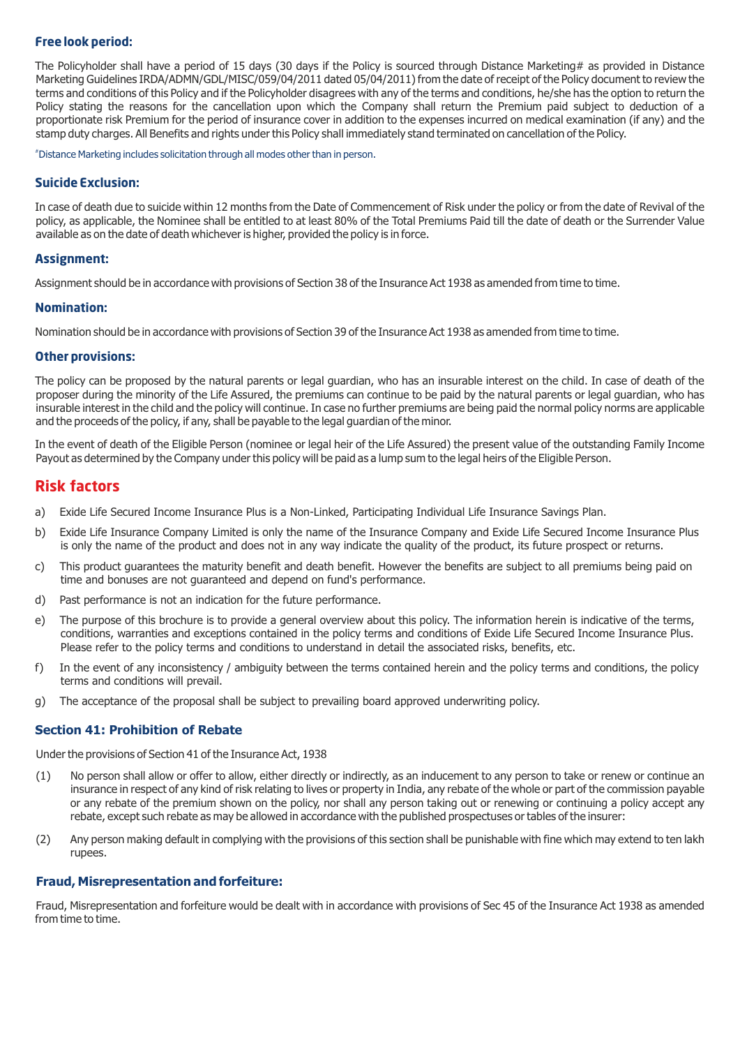### Free look period:

The Policyholder shall have a period of 15 days (30 days if the Policy is sourced through Distance Marketing# as provided in Distance Marketing Guidelines IRDA/ADMN/GDL/MISC/059/04/2011 dated 05/04/2011) from the date of receipt of the Policy document to review the terms and conditions of this Policy and if the Policyholder disagrees with any of the terms and conditions, he/she has the option to return the Policy stating the reasons for the cancellation upon which the Company shall return the Premium paid subject to deduction of a proportionate risk Premium for the period of insurance cover in addition to the expenses incurred on medical examination (if any) and the stamp duty charges. All Benefits and rights under this Policy shall immediately stand terminated on cancellation of the Policy.

#Distance Marketing includes solicitation through all modes other than in person.

### Suicide Exclusion:

In case of death due to suicide within 12 months from the Date of Commencement of Risk under the policy or from the date of Revival of the policy, as applicable, the Nominee shall be entitled to at least 80% of the Total Premiums Paid till the date of death or the Surrender Value available as on the date of death whichever is higher, provided the policy is in force.

### Assignment:

Assignment should be in accordance with provisions of Section 38 of the Insurance Act 1938 as amended from time to time.

### Nomination:

Nomination should be in accordance with provisions of Section 39 of the Insurance Act 1938 as amended from time to time.

### Other provisions:

The policy can be proposed by the natural parents or legal guardian, who has an insurable interest on the child. In case of death of the proposer during the minority of the Life Assured, the premiums can continue to be paid by the natural parents or legal guardian, who has insurable interest in the child and the policy will continue. In case no further premiums are being paid the normal policy norms are applicable and the proceeds of the policy, if any, shall be payable to the legal guardian of the minor.

In the event of death of the Eligible Person (nominee or legal heir of the Life Assured) the present value of the outstanding Family Income Payout as determined by the Company under this policy will be paid as a lump sum to the legal heirs of the Eligible Person.

## Risk factors

a) Exide Life Secured Income Insurance Plus is a Non-Linked, Participating Individual Life Insurance Savings Plan.

b) Exide Life Insurance Company Limited is only the name of the Insurance Company and Exide Life Secured Income Insurance Plus is only the name of the product and does not in any way indicate the quality of the product, its future prospect or returns.

c) This product guarantees the maturity benefit and death benefit. However the benefits are subject to all premiums being paid on time and bonuses are not guaranteed and depend on fund's performance.

d) Past performance is not an indication for the future performance.

e) The purpose of this brochure is to provide a general overview about this policy. The information herein is indicative of the terms, conditions, warranties and exceptions contained in the policy terms and conditions of Exide Life Secured Income Insurance Plus. Please refer to the policy terms and conditions to understand in detail the associated risks, benefits, etc.

f) In the event of any inconsistency / ambiguity between the terms contained herein and the policy terms and conditions, the policy terms and conditions will prevail.

g) The acceptance of the proposal shall be subject to prevailing board approved underwriting policy.

### Section 41: Prohibition of Rebate

Under the provisions of Section 41 of the Insurance Act, 1938

(1) No person shall allow or offer to allow, either directly or indirectly, as an inducement to any person to take or renew or continue an insurance in respect of any kind of risk relating to lives or property in India, any rebate of the whole or part of the commission payable or any rebate of the premium shown on the policy, nor shall any person taking out or renewing or continuing a policy accept any rebate, except such rebate as may be allowed in accordance with the published prospectuses or tables of the insurer:

(2) Any person making default in complying with the provisions of this section shall be punishable with fine which may extend to ten lakh rupees.

### Fraud, Misrepresentation and forfeiture:

Fraud, Misrepresentation and forfeiture would be dealt with in accordance with provisions of Sec 45 of the Insurance Act 1938 as amended from time to time.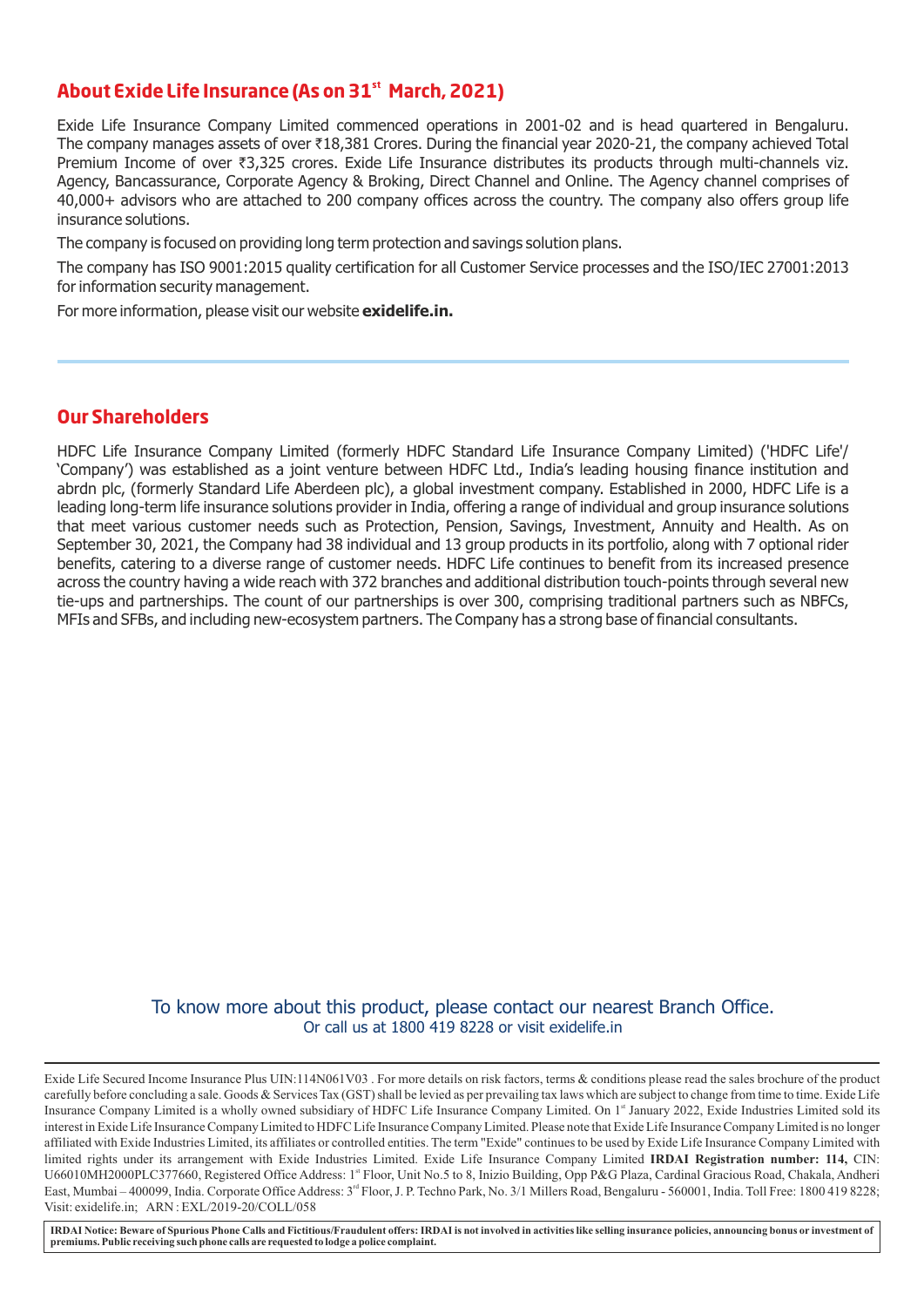## About Exide Life Insurance (As on 31st March, 2021)

Exide Life Insurance Company Limited commenced operations in 2001-02 and is head quartered in Bengaluru. The company manages assets of over ₹18,381 Crores. During the financial year 2020-21, the company achieved Total Premium Income of over ₹3,325 crores. Exide Life Insurance distributes its products through multi-channels viz. Agency, Bancassurance, Corporate Agency & Broking, Direct Channel and Online. The Agency channel comprises of 40,000+ advisors who are attached to 200 company offices across the country. The company also offers group life insurance solutions.

The company is focused on providing long term protection and savings solution plans.

The company has ISO 9001:2015 quality certification for all Customer Service processes and the ISO/IEC 27001:2013 for information security management.

For more information, please visit our website **exidelife.in.**

## Our Shareholders

HDFC Life Insurance Company Limited (formerly HDFC Standard Life Insurance Company Limited) ('HDFC Life'/ 'Company') was established as a joint venture between HDFC Ltd., India's leading housing finance institution and abrdn plc, (formerly Standard Life Aberdeen plc), a global investment company. Established in 2000, HDFC Life is a leading long-term life insurance solutions provider in India, offering a range of individual and group insurance solutions that meet various customer needs such as Protection, Pension, Savings, Investment, Annuity and Health. As on September 30, 2021, the Company had 38 individual and 13 group products in its portfolio, along with 7 optional rider benefits, catering to a diverse range of customer needs. HDFC Life continues to benefit from its increased presence across the country having a wide reach with 372 branches and additional distribution touch-points through several new tie-ups and partnerships. The count of our partnerships is over 300, comprising traditional partners such as NBFCs, MFIs and SFBs, and including new-ecosystem partners. The Company has a strong base of financial consultants.

To know more about this product, please contact our nearest Branch Office.
Or call us at 1800 419 8228 or visit exidelife.in

Exide Life Secured Income Insurance Plus UIN:114N061V03 . For more details on risk factors, terms & conditions please read the sales brochure of the product carefully before concluding a sale. Goods & Services Tax (GST) shall be levied as per prevailing tax laws which are subject to change from time to time. Exide Life Insurance Company Limited is a wholly owned subsidiary of HDFC Life Insurance Company Limited. On 1st January 2022, Exide Industries Limited sold its interest in Exide Life Insurance Company Limited to HDFC Life Insurance Company Limited. Please note that Exide Life Insurance Company Limited is no longer affiliated with Exide Industries Limited, its affiliates or controlled entities. The term "Exide" continues to be used by Exide Life Insurance Company Limited with limited rights under its arrangement with Exide Industries Limited. Exide Life Insurance Company Limited **IRDAI Registration number: 114,** CIN: U66010MH2000PLC377660, Registered Office Address: 1st Floor, Unit No.5 to 8, Inizio Building, Opp P&G Plaza, Cardinal Gracious Road, Chakala, Andheri East, Mumbai – 400099, India. Corporate Office Address: 3rd Floor, J. P. Techno Park, No. 3/1 Millers Road, Bengaluru - 560001, India. Toll Free: 1800 419 8228; Visit: exidelife.in; ARN : EXL/2019-20/COLL/058

**IRDAI Notice: Beware of Spurious Phone Calls and Fictitious/Fraudulent offers: IRDAI is not involved in activities like selling insurance policies, announcing bonus or investment of premiums. Public receiving such phone calls are requested to lodge a police complaint.**